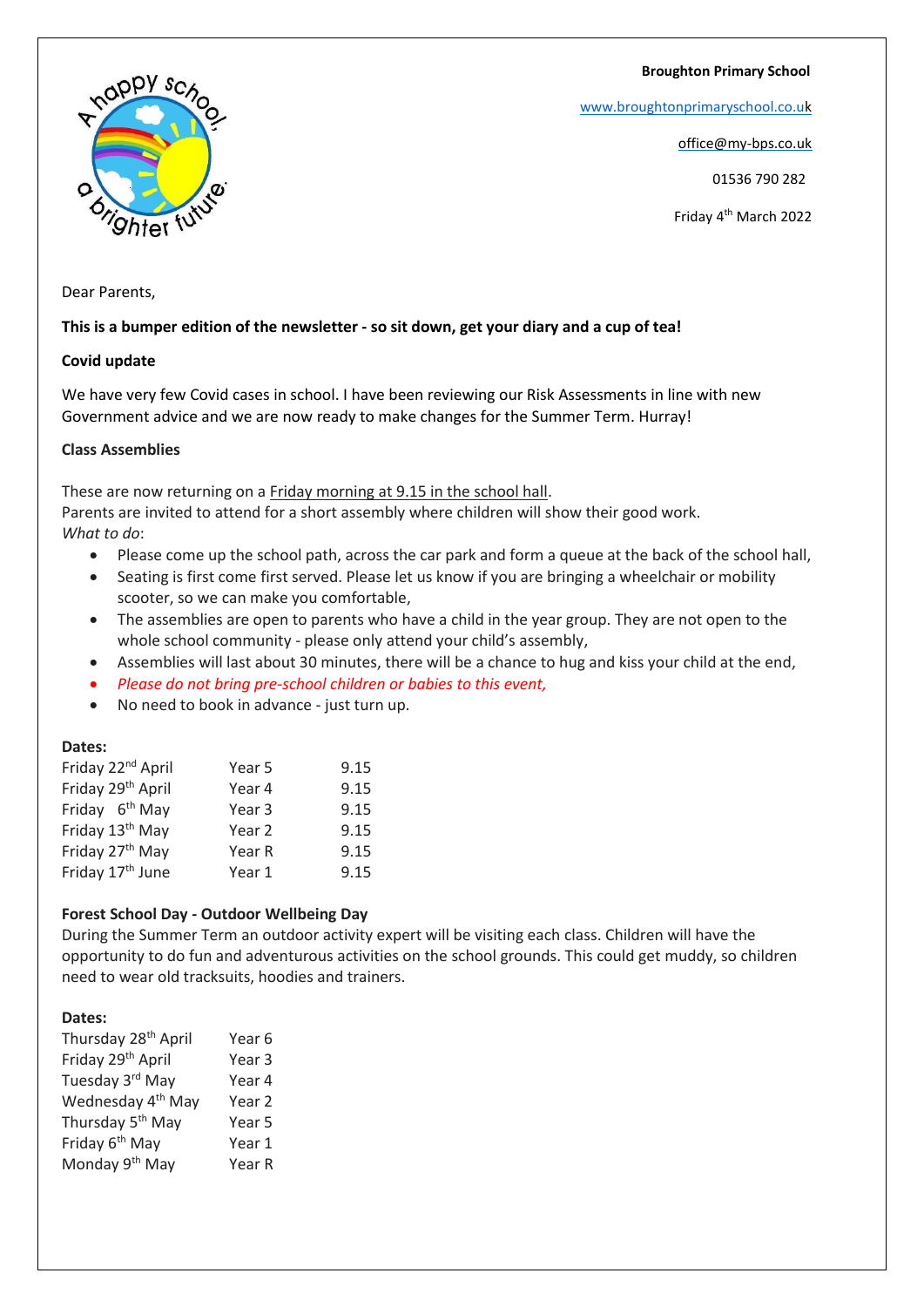**Broughton Primary School**

[www.broughtonprimaryschool.co.uk](http://www.broughtonprimaryschool.co.uk)

office@my-bps.co.uk

01536 790 282

Friday 4th March 2022

Dear Parents,

**This is a bumper edition of the newsletter - so sit down, get your diary and a cup of tea!**

**Covid update**

We have very few Covid cases in school. I have been reviewing our Risk Assessments in line with new Government advice and we are now ready to make changes for the Summer Term. Hurray!

**Class Assemblies**

These are now returning on a Friday morning at 9.15 in the school hall.
Parents are invited to attend for a short assembly where children will show their good work.
*What to do*:

- Please come up the school path, across the car park and form a queue at the back of the school hall,
- Seating is first come first served. Please let us know if you are bringing a wheelchair or mobility scooter, so we can make you comfortable,
- The assemblies are open to parents who have a child in the year group. They are not open to the whole school community - please only attend your child's assembly,
- Assemblies will last about 30 minutes, there will be a chance to hug and kiss your child at the end,
- *Please do not bring pre-school children or babies to this event,*
- No need to book in advance - just turn up.

**Dates:**

| | | |
|---|---|---|
| Friday 22nd April | Year 5 | 9.15 |
| Friday 29th April | Year 4 | 9.15 |
| Friday 6th May | Year 3 | 9.15 |
| Friday 13th May | Year 2 | 9.15 |
| Friday 27th May | Year R | 9.15 |
| Friday 17th June | Year 1 | 9.15 |

**Forest School Day - Outdoor Wellbeing Day**

During the Summer Term an outdoor activity expert will be visiting each class. Children will have the opportunity to do fun and adventurous activities on the school grounds. This could get muddy, so children need to wear old tracksuits, hoodies and trainers.

**Dates:**

| | |
|---|---|
| Thursday 28th April | Year 6 |
| Friday 29th April | Year 3 |
| Tuesday 3rd May | Year 4 |
| Wednesday 4th May | Year 2 |
| Thursday 5th May | Year 5 |
| Friday 6th May | Year 1 |
| Monday 9th May | Year R |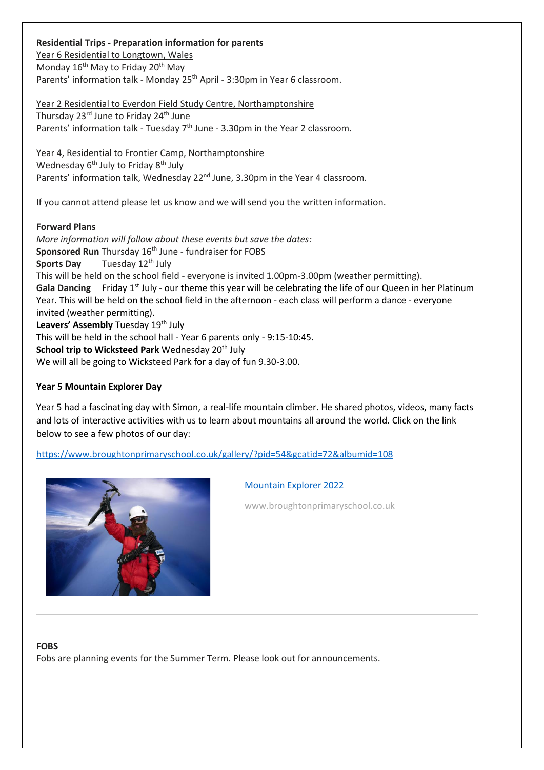**Residential Trips - Preparation information for parents**

Year 6 Residential to Longtown, Wales
Monday 16th May to Friday 20th May
Parents' information talk - Monday 25th April - 3:30pm in Year 6 classroom.

Year 2 Residential to Everdon Field Study Centre, Northamptonshire
Thursday 23rd June to Friday 24th June
Parents' information talk - Tuesday 7th June - 3.30pm in the Year 2 classroom.

Year 4, Residential to Frontier Camp, Northamptonshire
Wednesday 6th July to Friday 8th July
Parents' information talk, Wednesday 22nd June, 3.30pm in the Year 4 classroom.

If you cannot attend please let us know and we will send you the written information.

**Forward Plans**

*More information will follow about these events but save the dates:*

**Sponsored Run** Thursday 16th June - fundraiser for FOBS

**Sports Day** Tuesday 12th July
This will be held on the school field - everyone is invited 1.00pm-3.00pm (weather permitting).

**Gala Dancing** Friday 1st July - our theme this year will be celebrating the life of our Queen in her Platinum Year. This will be held on the school field in the afternoon - each class will perform a dance - everyone invited (weather permitting).

**Leavers' Assembly** Tuesday 19th July
This will be held in the school hall - Year 6 parents only - 9:15-10:45.

**School trip to Wicksteed Park** Wednesday 20th July
We will all be going to Wicksteed Park for a day of fun 9.30-3.00.

**Year 5 Mountain Explorer Day**

Year 5 had a fascinating day with Simon, a real-life mountain climber. He shared photos, videos, many facts and lots of interactive activities with us to learn about mountains all around the world. Click on the link below to see a few photos of our day:

https://www.broughtonprimaryschool.co.uk/gallery/?pid=54&gcatid=72&albumid=108

Mountain Explorer 2022

www.broughtonprimaryschool.co.uk

**FOBS**

Fobs are planning events for the Summer Term. Please look out for announcements.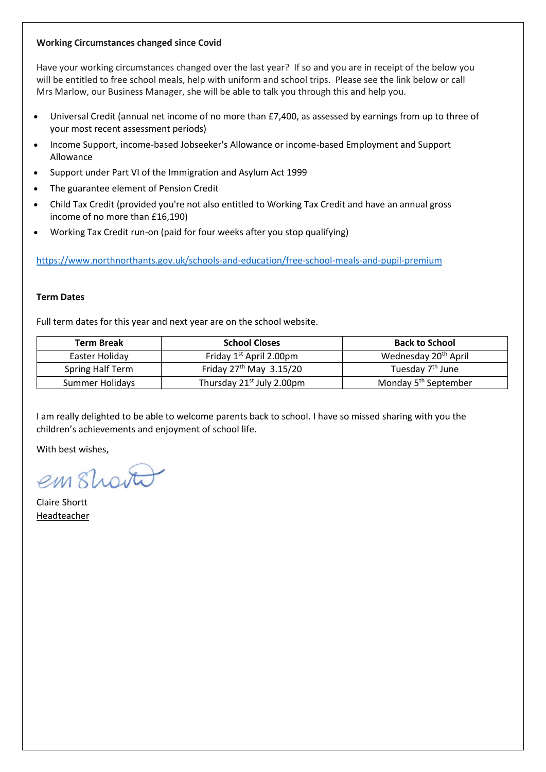**Working Circumstances changed since Covid**

Have your working circumstances changed over the last year? If so and you are in receipt of the below you will be entitled to free school meals, help with uniform and school trips. Please see the link below or call Mrs Marlow, our Business Manager, she will be able to talk you through this and help you.

- Universal Credit (annual net income of no more than £7,400, as assessed by earnings from up to three of your most recent assessment periods)
- Income Support, income-based Jobseeker's Allowance or income-based Employment and Support Allowance
- Support under Part VI of the Immigration and Asylum Act 1999
- The guarantee element of Pension Credit
- Child Tax Credit (provided you're not also entitled to Working Tax Credit and have an annual gross income of no more than £16,190)
- Working Tax Credit run-on (paid for four weeks after you stop qualifying)

https://www.northnorthants.gov.uk/schools-and-education/free-school-meals-and-pupil-premium

**Term Dates**

Full term dates for this year and next year are on the school website.

| Term Break | School Closes | Back to School |
|---|---|---|
| Easter Holiday | Friday 1st April 2.00pm | Wednesday 20th April |
| Spring Half Term | Friday 27th May 3.15/20 | Tuesday 7th June |
| Summer Holidays | Thursday 21st July 2.00pm | Monday 5th September |

I am really delighted to be able to welcome parents back to school. I have so missed sharing with you the children's achievements and enjoyment of school life.

With best wishes,

Claire Shortt
Headteacher